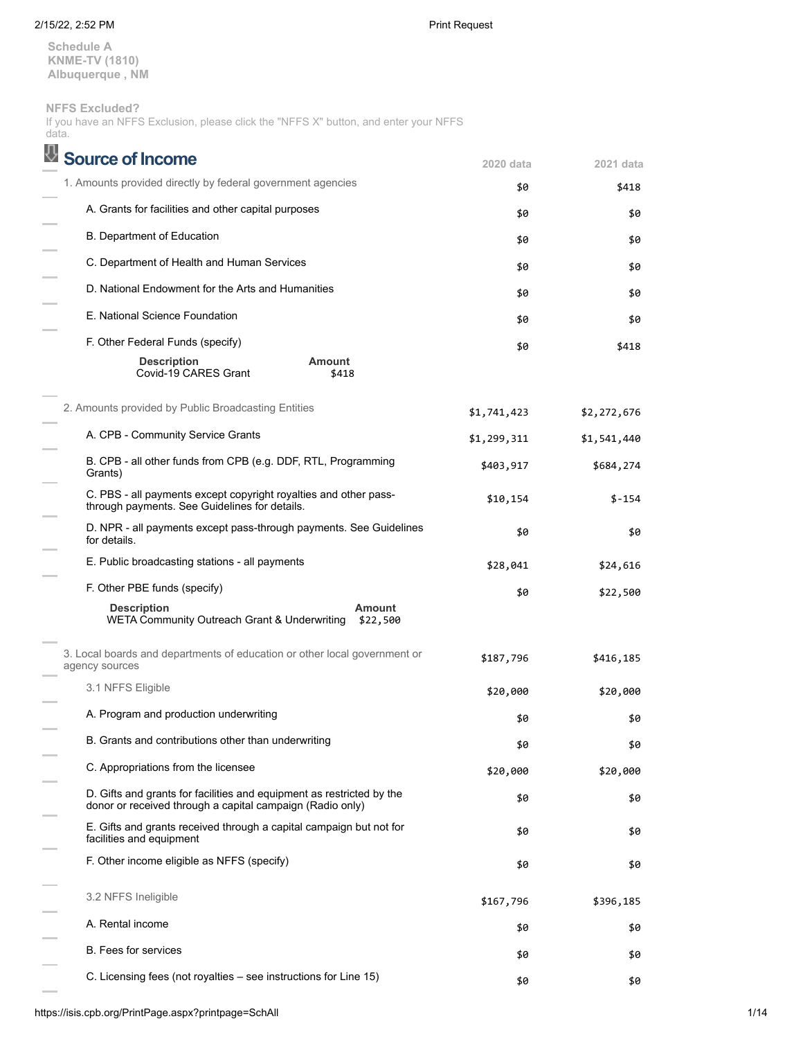**Schedule A**
**KNME-TV (1810)**
**Albuquerque , NM**

**NFFS Excluded?**
If you have an NFFS Exclusion, please click the "NFFS X" button, and enter your NFFS data.

## Source of Income

| | 2020 data | 2021 data |
|---|---|---|
| 1. Amounts provided directly by federal government agencies | $0 | $418 |
| A. Grants for facilities and other capital purposes | $0 | $0 |
| B. Department of Education | $0 | $0 |
| C. Department of Health and Human Services | $0 | $0 |
| D. National Endowment for the Arts and Humanities | $0 | $0 |
| E. National Science Foundation | $0 | $0 |
| F. Other Federal Funds (specify) | $0 | $418 |

| Description | Amount |
|---|---|
| Covid-19 CARES Grant | $418 |

| | 2020 data | 2021 data |
|---|---|---|
| 2. Amounts provided by Public Broadcasting Entities | $1,741,423 | $2,272,676 |
| A. CPB - Community Service Grants | $1,299,311 | $1,541,440 |
| B. CPB - all other funds from CPB (e.g. DDF, RTL, Programming Grants) | $403,917 | $684,274 |
| C. PBS - all payments except copyright royalties and other pass-through payments. See Guidelines for details. | $10,154 | $-154 |
| D. NPR - all payments except pass-through payments. See Guidelines for details. | $0 | $0 |
| E. Public broadcasting stations - all payments | $28,041 | $24,616 |
| F. Other PBE funds (specify) | $0 | $22,500 |

| Description | Amount |
|---|---|
| WETA Community Outreach Grant & Underwriting | $22,500 |

| | 2020 data | 2021 data |
|---|---|---|
| 3. Local boards and departments of education or other local government or agency sources | $187,796 | $416,185 |
| 3.1 NFFS Eligible | $20,000 | $20,000 |
| A. Program and production underwriting | $0 | $0 |
| B. Grants and contributions other than underwriting | $0 | $0 |
| C. Appropriations from the licensee | $20,000 | $20,000 |
| D. Gifts and grants for facilities and equipment as restricted by the donor or received through a capital campaign (Radio only) | $0 | $0 |
| E. Gifts and grants received through a capital campaign but not for facilities and equipment | $0 | $0 |
| F. Other income eligible as NFFS (specify) | $0 | $0 |
| 3.2 NFFS Ineligible | $167,796 | $396,185 |
| A. Rental income | $0 | $0 |
| B. Fees for services | $0 | $0 |
| C. Licensing fees (not royalties – see instructions for Line 15) | $0 | $0 |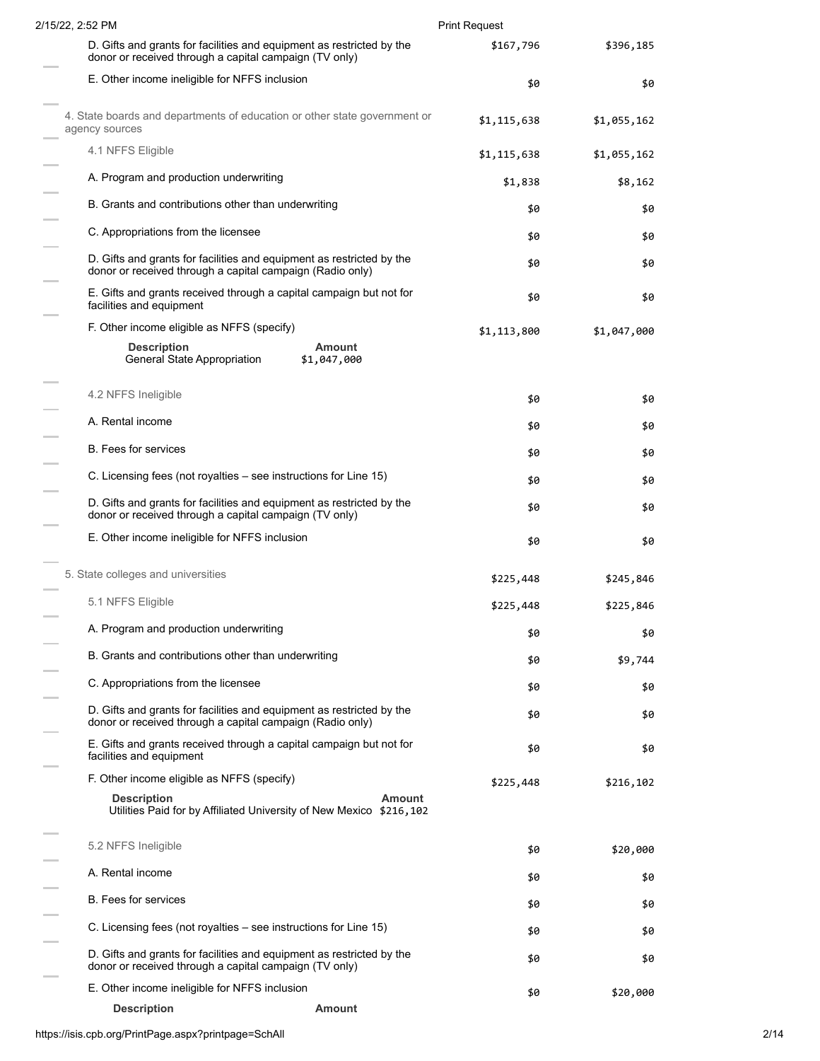| | | |
|---|---|---|
| D. Gifts and grants for facilities and equipment as restricted by the donor or received through a capital campaign (TV only) | $167,796 | $396,185 |
| E. Other income ineligible for NFFS inclusion | $0 | $0 |
| 4. State boards and departments of education or other state government or agency sources | $1,115,638 | $1,055,162 |
| 4.1 NFFS Eligible | $1,115,638 | $1,055,162 |
| A. Program and production underwriting | $1,838 | $8,162 |
| B. Grants and contributions other than underwriting | $0 | $0 |
| C. Appropriations from the licensee | $0 | $0 |
| D. Gifts and grants for facilities and equipment as restricted by the donor or received through a capital campaign (Radio only) | $0 | $0 |
| E. Gifts and grants received through a capital campaign but not for facilities and equipment | $0 | $0 |
| F. Other income eligible as NFFS (specify) | $1,113,800 | $1,047,000 |

| Description | Amount |
|---|---|
| General State Appropriation | $1,047,000 |

| | | |
|---|---|---|
| 4.2 NFFS Ineligible | $0 | $0 |
| A. Rental income | $0 | $0 |
| B. Fees for services | $0 | $0 |
| C. Licensing fees (not royalties – see instructions for Line 15) | $0 | $0 |
| D. Gifts and grants for facilities and equipment as restricted by the donor or received through a capital campaign (TV only) | $0 | $0 |
| E. Other income ineligible for NFFS inclusion | $0 | $0 |
| 5. State colleges and universities | $225,448 | $245,846 |
| 5.1 NFFS Eligible | $225,448 | $225,846 |
| A. Program and production underwriting | $0 | $0 |
| B. Grants and contributions other than underwriting | $0 | $9,744 |
| C. Appropriations from the licensee | $0 | $0 |
| D. Gifts and grants for facilities and equipment as restricted by the donor or received through a capital campaign (Radio only) | $0 | $0 |
| E. Gifts and grants received through a capital campaign but not for facilities and equipment | $0 | $0 |
| F. Other income eligible as NFFS (specify) | $225,448 | $216,102 |

| Description | Amount |
|---|---|
| Utilities Paid for by Affiliated University of New Mexico | $216,102 |

| | | |
|---|---|---|
| 5.2 NFFS Ineligible | $0 | $20,000 |
| A. Rental income | $0 | $0 |
| B. Fees for services | $0 | $0 |
| C. Licensing fees (not royalties – see instructions for Line 15) | $0 | $0 |
| D. Gifts and grants for facilities and equipment as restricted by the donor or received through a capital campaign (TV only) | $0 | $0 |
| E. Other income ineligible for NFFS inclusion | $0 | $20,000 |

| Description | Amount |
|---|---|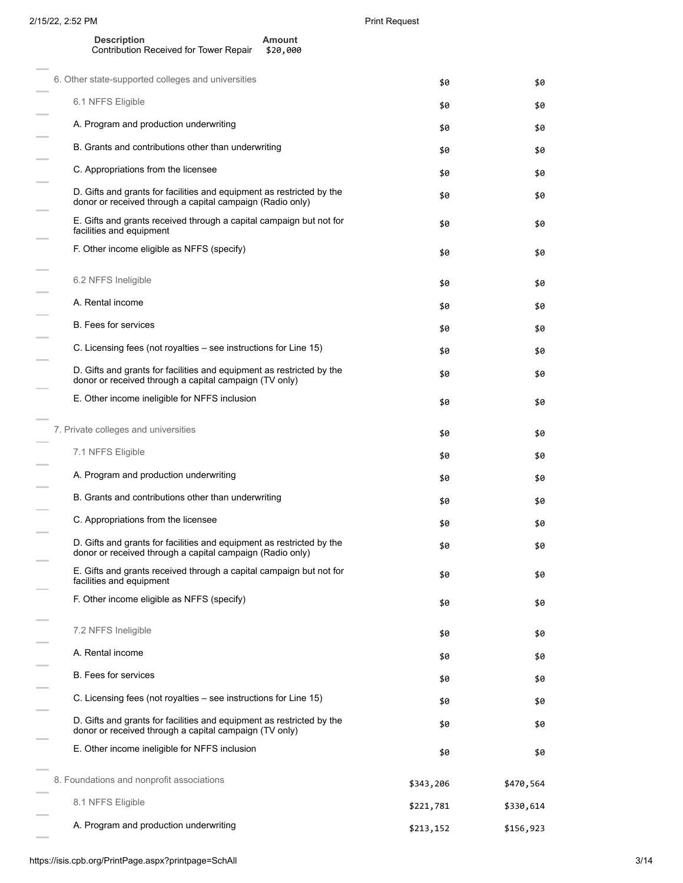| Description | Amount |
|---|---|
| Contribution Received for Tower Repair | $20,000 |

| | | |
|---|---|---|
| 6. Other state-supported colleges and universities | $0 | $0 |
| 6.1 NFFS Eligible | $0 | $0 |
| A. Program and production underwriting | $0 | $0 |
| B. Grants and contributions other than underwriting | $0 | $0 |
| C. Appropriations from the licensee | $0 | $0 |
| D. Gifts and grants for facilities and equipment as restricted by the donor or received through a capital campaign (Radio only) | $0 | $0 |
| E. Gifts and grants received through a capital campaign but not for facilities and equipment | $0 | $0 |
| F. Other income eligible as NFFS (specify) | $0 | $0 |
| 6.2 NFFS Ineligible | $0 | $0 |
| A. Rental income | $0 | $0 |
| B. Fees for services | $0 | $0 |
| C. Licensing fees (not royalties – see instructions for Line 15) | $0 | $0 |
| D. Gifts and grants for facilities and equipment as restricted by the donor or received through a capital campaign (TV only) | $0 | $0 |
| E. Other income ineligible for NFFS inclusion | $0 | $0 |
| 7. Private colleges and universities | $0 | $0 |
| 7.1 NFFS Eligible | $0 | $0 |
| A. Program and production underwriting | $0 | $0 |
| B. Grants and contributions other than underwriting | $0 | $0 |
| C. Appropriations from the licensee | $0 | $0 |
| D. Gifts and grants for facilities and equipment as restricted by the donor or received through a capital campaign (Radio only) | $0 | $0 |
| E. Gifts and grants received through a capital campaign but not for facilities and equipment | $0 | $0 |
| F. Other income eligible as NFFS (specify) | $0 | $0 |
| 7.2 NFFS Ineligible | $0 | $0 |
| A. Rental income | $0 | $0 |
| B. Fees for services | $0 | $0 |
| C. Licensing fees (not royalties – see instructions for Line 15) | $0 | $0 |
| D. Gifts and grants for facilities and equipment as restricted by the donor or received through a capital campaign (TV only) | $0 | $0 |
| E. Other income ineligible for NFFS inclusion | $0 | $0 |
| 8. Foundations and nonprofit associations | $343,206 | $470,564 |
| 8.1 NFFS Eligible | $221,781 | $330,614 |
| A. Program and production underwriting | $213,152 | $156,923 |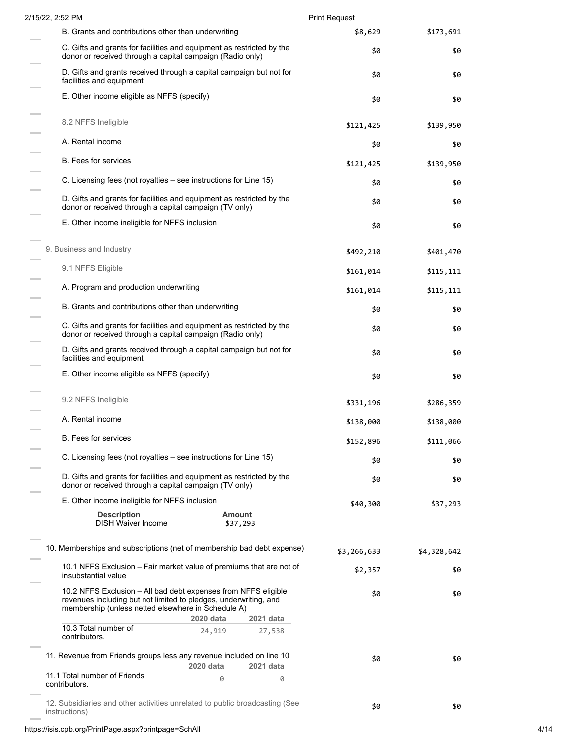| | | |
|---|---|---|
| B. Grants and contributions other than underwriting | $8,629 | $173,691 |
| C. Gifts and grants for facilities and equipment as restricted by the donor or received through a capital campaign (Radio only) | $0 | $0 |
| D. Gifts and grants received through a capital campaign but not for facilities and equipment | $0 | $0 |
| E. Other income eligible as NFFS (specify) | $0 | $0 |
| 8.2 NFFS Ineligible | $121,425 | $139,950 |
| A. Rental income | $0 | $0 |
| B. Fees for services | $121,425 | $139,950 |
| C. Licensing fees (not royalties – see instructions for Line 15) | $0 | $0 |
| D. Gifts and grants for facilities and equipment as restricted by the donor or received through a capital campaign (TV only) | $0 | $0 |
| E. Other income ineligible for NFFS inclusion | $0 | $0 |
| 9. Business and Industry | $492,210 | $401,470 |
| 9.1 NFFS Eligible | $161,014 | $115,111 |
| A. Program and production underwriting | $161,014 | $115,111 |
| B. Grants and contributions other than underwriting | $0 | $0 |
| C. Gifts and grants for facilities and equipment as restricted by the donor or received through a capital campaign (Radio only) | $0 | $0 |
| D. Gifts and grants received through a capital campaign but not for facilities and equipment | $0 | $0 |
| E. Other income eligible as NFFS (specify) | $0 | $0 |
| 9.2 NFFS Ineligible | $331,196 | $286,359 |
| A. Rental income | $138,000 | $138,000 |
| B. Fees for services | $152,896 | $111,066 |
| C. Licensing fees (not royalties – see instructions for Line 15) | $0 | $0 |
| D. Gifts and grants for facilities and equipment as restricted by the donor or received through a capital campaign (TV only) | $0 | $0 |
| E. Other income ineligible for NFFS inclusion | $40,300 | $37,293 |

| Description | Amount |
|---|---|
| DISH Waiver Income | $37,293 |

| | | |
|---|---|---|
| 10. Memberships and subscriptions (net of membership bad debt expense) | $3,266,633 | $4,328,642 |
| 10.1 NFFS Exclusion – Fair market value of premiums that are not of insubstantial value | $2,357 | $0 |
| 10.2 NFFS Exclusion – All bad debt expenses from NFFS eligible revenues including but not limited to pledges, underwriting, and membership (unless netted elsewhere in Schedule A) | $0 | $0 |

| | 2020 data | 2021 data |
|---|---|---|
| 10.3 Total number of contributors. | 24,919 | 27,538 |

| | | |
|---|---|---|
| 11. Revenue from Friends groups less any revenue included on line 10 | $0 | $0 |

| | 2020 data | 2021 data |
|---|---|---|
| 11.1 Total number of Friends contributors. | 0 | 0 |

| | | |
|---|---|---|
| 12. Subsidiaries and other activities unrelated to public broadcasting (See instructions) | $0 | $0 |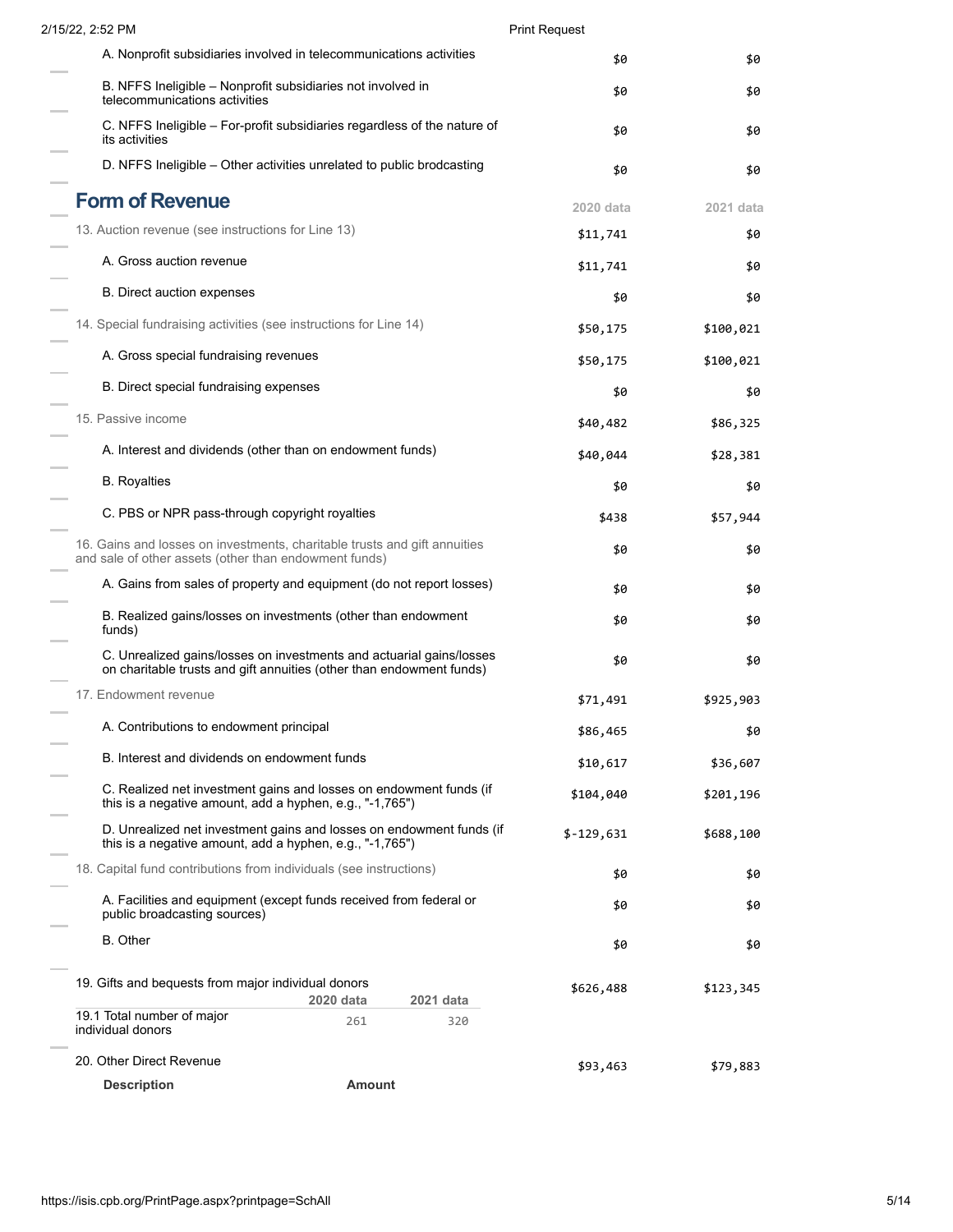| | 2020 data | 2021 data |
|---|---|---|
| A. Nonprofit subsidiaries involved in telecommunications activities | $0 | $0 |
| B. NFFS Ineligible – Nonprofit subsidiaries not involved in telecommunications activities | $0 | $0 |
| C. NFFS Ineligible – For-profit subsidiaries regardless of the nature of its activities | $0 | $0 |
| D. NFFS Ineligible – Other activities unrelated to public brodcasting | $0 | $0 |

## Form of Revenue

| | 2020 data | 2021 data |
|---|---|---|
| 13. Auction revenue (see instructions for Line 13) | $11,741 | $0 |
| A. Gross auction revenue | $11,741 | $0 |
| B. Direct auction expenses | $0 | $0 |
| 14. Special fundraising activities (see instructions for Line 14) | $50,175 | $100,021 |
| A. Gross special fundraising revenues | $50,175 | $100,021 |
| B. Direct special fundraising expenses | $0 | $0 |
| 15. Passive income | $40,482 | $86,325 |
| A. Interest and dividends (other than on endowment funds) | $40,044 | $28,381 |
| B. Royalties | $0 | $0 |
| C. PBS or NPR pass-through copyright royalties | $438 | $57,944 |
| 16. Gains and losses on investments, charitable trusts and gift annuities and sale of other assets (other than endowment funds) | $0 | $0 |
| A. Gains from sales of property and equipment (do not report losses) | $0 | $0 |
| B. Realized gains/losses on investments (other than endowment funds) | $0 | $0 |
| C. Unrealized gains/losses on investments and actuarial gains/losses on charitable trusts and gift annuities (other than endowment funds) | $0 | $0 |
| 17. Endowment revenue | $71,491 | $925,903 |
| A. Contributions to endowment principal | $86,465 | $0 |
| B. Interest and dividends on endowment funds | $10,617 | $36,607 |
| C. Realized net investment gains and losses on endowment funds (if this is a negative amount, add a hyphen, e.g., "-1,765") | $104,040 | $201,196 |
| D. Unrealized net investment gains and losses on endowment funds (if this is a negative amount, add a hyphen, e.g., "-1,765") | $-129,631 | $688,100 |
| 18. Capital fund contributions from individuals (see instructions) | $0 | $0 |
| A. Facilities and equipment (except funds received from federal or public broadcasting sources) | $0 | $0 |
| B. Other | $0 | $0 |
| 19. Gifts and bequests from major individual donors | $626,488 | $123,345 |

| | 2020 data | 2021 data |
|---|---|---|
| 19.1 Total number of major individual donors | 261 | 320 |

| | 2020 data | 2021 data |
|---|---|---|
| 20. Other Direct Revenue | $93,463 | $79,883 |

| Description | Amount |
|---|---|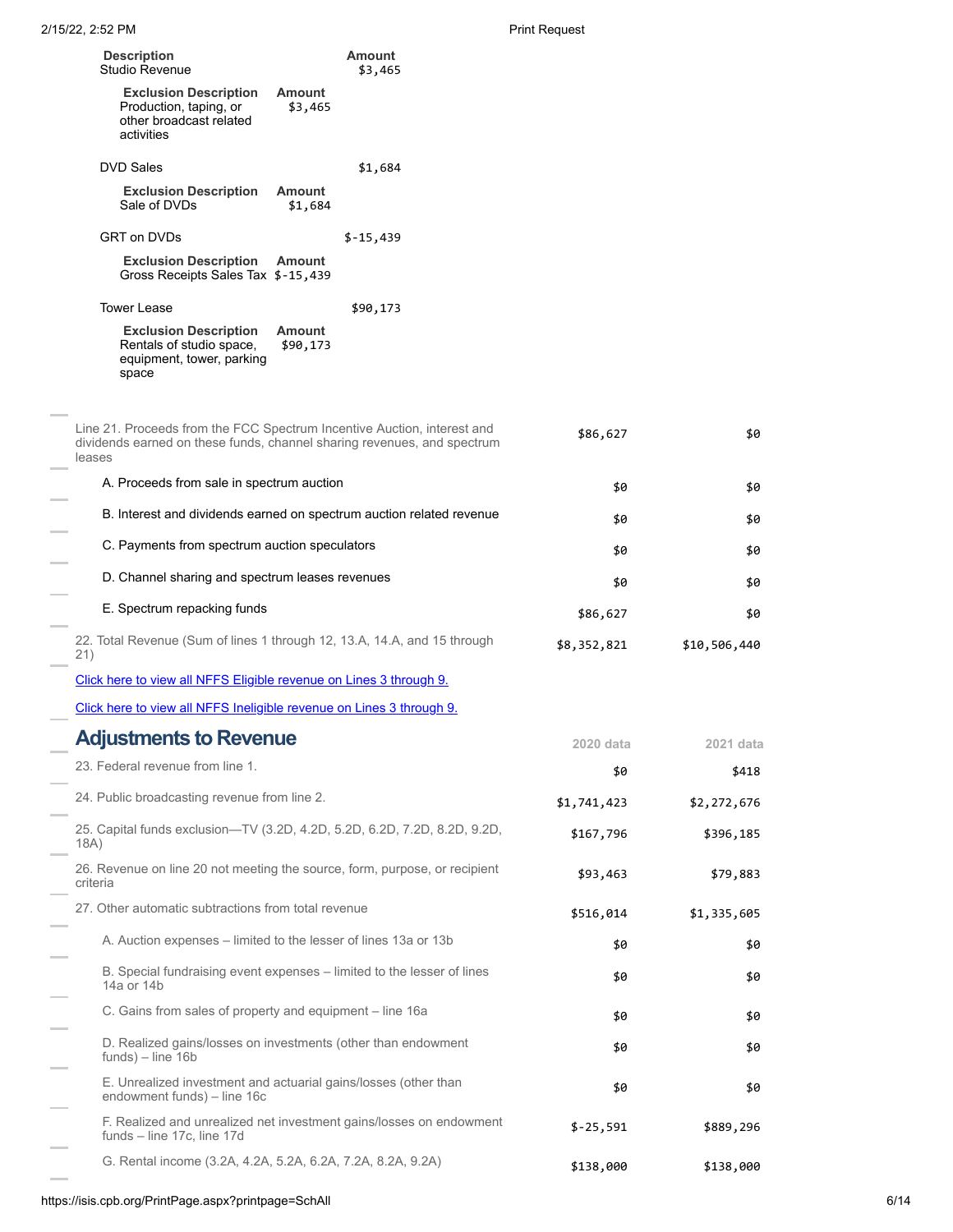| Description | Amount |
|---|---|
| Studio Revenue | $3,465 |

| Exclusion Description | Amount |
|---|---|
| Production, taping, or other broadcast related activities | $3,465 |

| Description | Amount |
|---|---|
| DVD Sales | $1,684 |

| Exclusion Description | Amount |
|---|---|
| Sale of DVDs | $1,684 |

| Description | Amount |
|---|---|
| GRT on DVDs | $-15,439 |

| Exclusion Description | Amount |
|---|---|
| Gross Receipts Sales Tax | $-15,439 |

| Description | Amount |
|---|---|
| Tower Lease | $90,173 |

| Exclusion Description | Amount |
|---|---|
| Rentals of studio space, equipment, tower, parking space | $90,173 |

| | | |
|---|---|---|
| Line 21. Proceeds from the FCC Spectrum Incentive Auction, interest and dividends earned on these funds, channel sharing revenues, and spectrum leases | $86,627 | $0 |
| A. Proceeds from sale in spectrum auction | $0 | $0 |
| B. Interest and dividends earned on spectrum auction related revenue | $0 | $0 |
| C. Payments from spectrum auction speculators | $0 | $0 |
| D. Channel sharing and spectrum leases revenues | $0 | $0 |
| E. Spectrum repacking funds | $86,627 | $0 |
| 22. Total Revenue (Sum of lines 1 through 12, 13.A, 14.A, and 15 through 21) | $8,352,821 | $10,506,440 |

Click here to view all NFFS Eligible revenue on Lines 3 through 9.

Click here to view all NFFS Ineligible revenue on Lines 3 through 9.

## Adjustments to Revenue

| | 2020 data | 2021 data |
|---|---|---|
| 23. Federal revenue from line 1. | $0 | $418 |
| 24. Public broadcasting revenue from line 2. | $1,741,423 | $2,272,676 |
| 25. Capital funds exclusion—TV (3.2D, 4.2D, 5.2D, 6.2D, 7.2D, 8.2D, 9.2D, 18A) | $167,796 | $396,185 |
| 26. Revenue on line 20 not meeting the source, form, purpose, or recipient criteria | $93,463 | $79,883 |
| 27. Other automatic subtractions from total revenue | $516,014 | $1,335,605 |
| A. Auction expenses – limited to the lesser of lines 13a or 13b | $0 | $0 |
| B. Special fundraising event expenses – limited to the lesser of lines 14a or 14b | $0 | $0 |
| C. Gains from sales of property and equipment – line 16a | $0 | $0 |
| D. Realized gains/losses on investments (other than endowment funds) – line 16b | $0 | $0 |
| E. Unrealized investment and actuarial gains/losses (other than endowment funds) – line 16c | $0 | $0 |
| F. Realized and unrealized net investment gains/losses on endowment funds – line 17c, line 17d | $-25,591 | $889,296 |
| G. Rental income (3.2A, 4.2A, 5.2A, 6.2A, 7.2A, 8.2A, 9.2A) | $138,000 | $138,000 |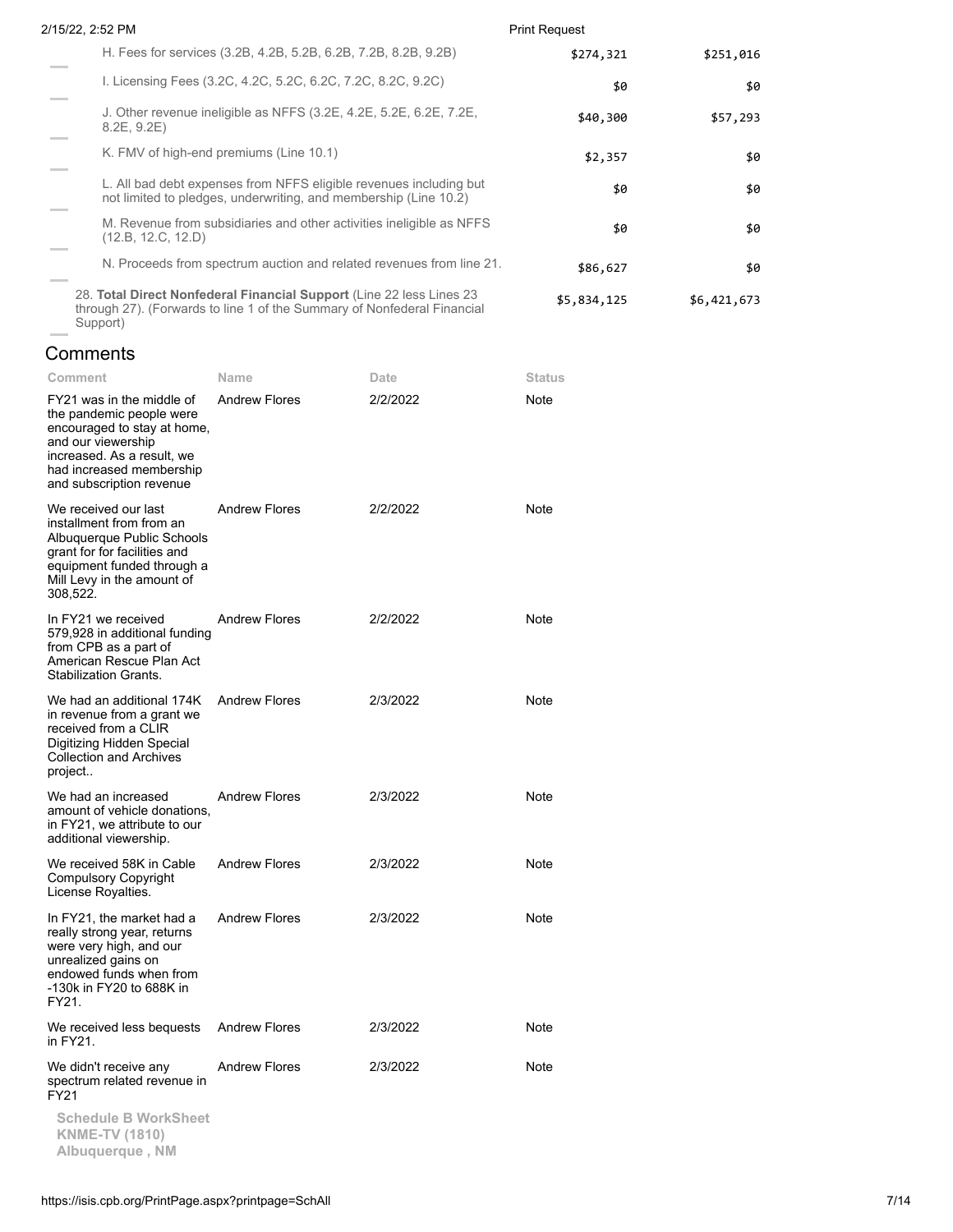| | | |
|---|---|---|
| H. Fees for services (3.2B, 4.2B, 5.2B, 6.2B, 7.2B, 8.2B, 9.2B) | $274,321 | $251,016 |
| I. Licensing Fees (3.2C, 4.2C, 5.2C, 6.2C, 7.2C, 8.2C, 9.2C) | $0 | $0 |
| J. Other revenue ineligible as NFFS (3.2E, 4.2E, 5.2E, 6.2E, 7.2E, 8.2E, 9.2E) | $40,300 | $57,293 |
| K. FMV of high-end premiums (Line 10.1) | $2,357 | $0 |
| L. All bad debt expenses from NFFS eligible revenues including but not limited to pledges, underwriting, and membership (Line 10.2) | $0 | $0 |
| M. Revenue from subsidiaries and other activities ineligible as NFFS (12.B, 12.C, 12.D) | $0 | $0 |
| N. Proceeds from spectrum auction and related revenues from line 21. | $86,627 | $0 |
| 28. **Total Direct Nonfederal Financial Support** (Line 22 less Lines 23 through 27). (Forwards to line 1 of the Summary of Nonfederal Financial Support) | $5,834,125 | $6,421,673 |

## Comments

| Comment | Name | Date | Status |
|---|---|---|---|
| FY21 was in the middle of the pandemic people were encouraged to stay at home, and our viewership increased. As a result, we had increased membership and subscription revenue | Andrew Flores | 2/2/2022 | Note |
| We received our last installment from from an Albuquerque Public Schools grant for for facilities and equipment funded through a Mill Levy in the amount of 308,522. | Andrew Flores | 2/2/2022 | Note |
| In FY21 we received 579,928 in additional funding from CPB as a part of American Rescue Plan Act Stabilization Grants. | Andrew Flores | 2/2/2022 | Note |
| We had an additional 174K in revenue from a grant we received from a CLIR Digitizing Hidden Special Collection and Archives project.. | Andrew Flores | 2/3/2022 | Note |
| We had an increased amount of vehicle donations, in FY21, we attribute to our additional viewership. | Andrew Flores | 2/3/2022 | Note |
| We received 58K in Cable Compulsory Copyright License Royalties. | Andrew Flores | 2/3/2022 | Note |
| In FY21, the market had a really strong year, returns were very high, and our unrealized gains on endowed funds when from -130k in FY20 to 688K in FY21. | Andrew Flores | 2/3/2022 | Note |
| We received less bequests in FY21. | Andrew Flores | 2/3/2022 | Note |
| We didn't receive any spectrum related revenue in FY21 | Andrew Flores | 2/3/2022 | Note |

**Schedule B WorkSheet**
**KNME-TV (1810)**
**Albuquerque , NM**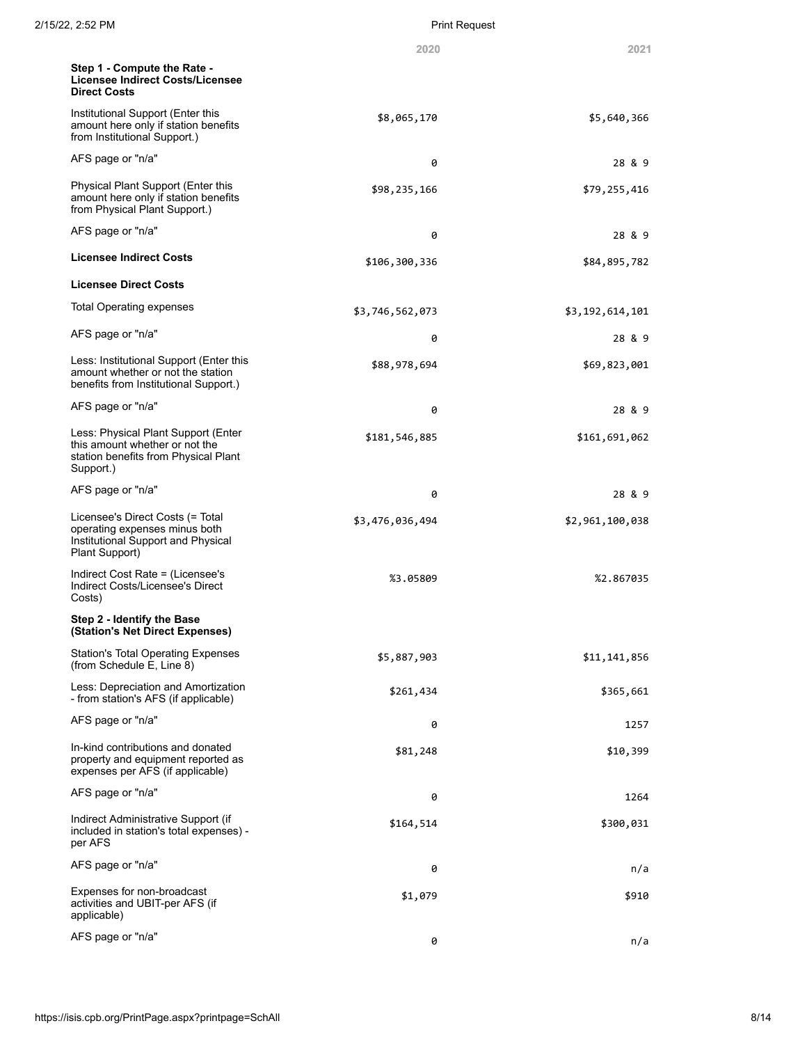| | 2020 | 2021 |
|---|---|---|
| **Step 1 - Compute the Rate - Licensee Indirect Costs/Licensee Direct Costs** | | |
| Institutional Support (Enter this amount here only if station benefits from Institutional Support.) | $8,065,170 | $5,640,366 |
| AFS page or "n/a" | 0 | 28 & 9 |
| Physical Plant Support (Enter this amount here only if station benefits from Physical Plant Support.) | $98,235,166 | $79,255,416 |
| AFS page or "n/a" | 0 | 28 & 9 |
| **Licensee Indirect Costs** | $106,300,336 | $84,895,782 |
| **Licensee Direct Costs** | | |
| Total Operating expenses | $3,746,562,073 | $3,192,614,101 |
| AFS page or "n/a" | 0 | 28 & 9 |
| Less: Institutional Support (Enter this amount whether or not the station benefits from Institutional Support.) | $88,978,694 | $69,823,001 |
| AFS page or "n/a" | 0 | 28 & 9 |
| Less: Physical Plant Support (Enter this amount whether or not the station benefits from Physical Plant Support.) | $181,546,885 | $161,691,062 |
| AFS page or "n/a" | 0 | 28 & 9 |
| Licensee's Direct Costs (= Total operating expenses minus both Institutional Support and Physical Plant Support) | $3,476,036,494 | $2,961,100,038 |
| Indirect Cost Rate = (Licensee's Indirect Costs/Licensee's Direct Costs) | %3.05809 | %2.867035 |
| **Step 2 - Identify the Base (Station's Net Direct Expenses)** | | |
| Station's Total Operating Expenses (from Schedule E, Line 8) | $5,887,903 | $11,141,856 |
| Less: Depreciation and Amortization - from station's AFS (if applicable) | $261,434 | $365,661 |
| AFS page or "n/a" | 0 | 1257 |
| In-kind contributions and donated property and equipment reported as expenses per AFS (if applicable) | $81,248 | $10,399 |
| AFS page or "n/a" | 0 | 1264 |
| Indirect Administrative Support (if included in station's total expenses) - per AFS | $164,514 | $300,031 |
| AFS page or "n/a" | 0 | n/a |
| Expenses for non-broadcast activities and UBIT-per AFS (if applicable) | $1,079 | $910 |
| AFS page or "n/a" | 0 | n/a |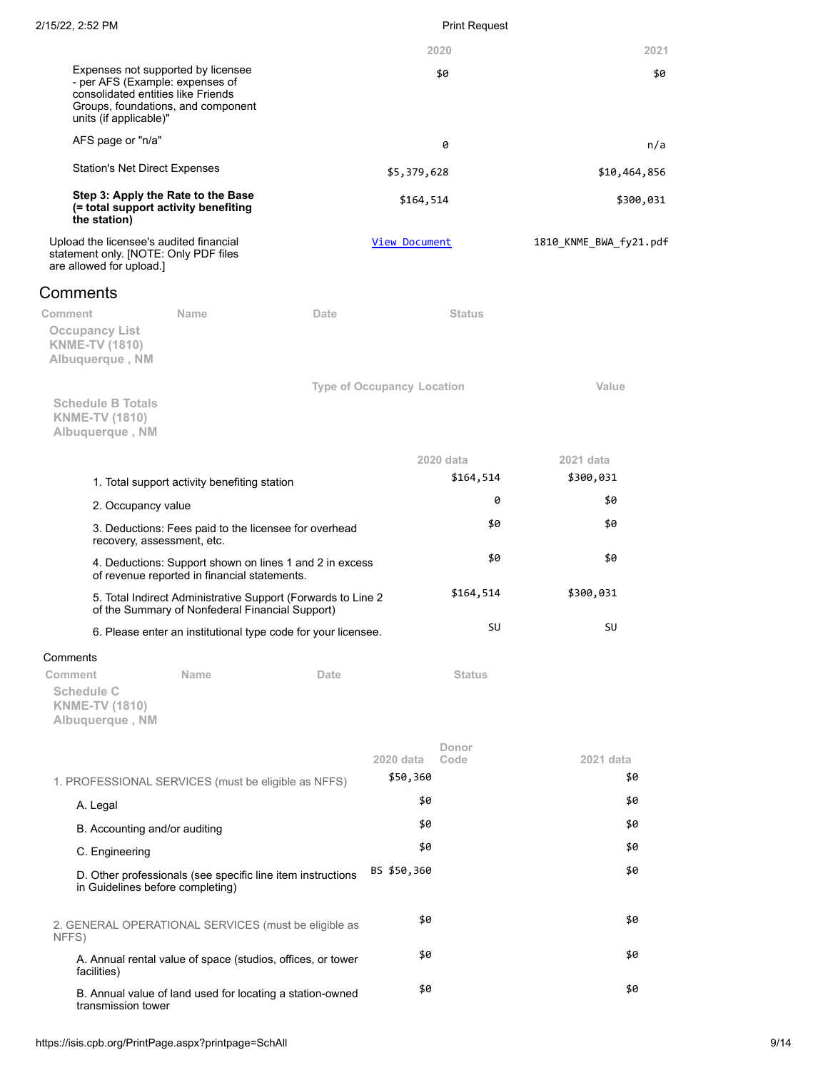| | 2020 | 2021 |
|---|---|---|
| Expenses not supported by licensee - per AFS (Example: expenses of consolidated entities like Friends Groups, foundations, and component units (if applicable)" | $0 | $0 |
| AFS page or "n/a" | 0 | n/a |
| Station's Net Direct Expenses | $5,379,628 | $10,464,856 |
| **Step 3: Apply the Rate to the Base (= total support activity benefiting the station)** | $164,514 | $300,031 |
| Upload the licensee's audited financial statement only. [NOTE: Only PDF files are allowed for upload.] | View Document | 1810_KNME_BWA_fy21.pdf |

## Comments

| Comment | Name | Date | Status |
|---|---|---|---|

**Occupancy List**
**KNME-TV (1810)**
**Albuquerque , NM**

| Type of Occupancy | Location | Value |
|---|---|---|

**Schedule B Totals**
**KNME-TV (1810)**
**Albuquerque , NM**

| | 2020 data | 2021 data |
|---|---|---|
| 1. Total support activity benefiting station | $164,514 | $300,031 |
| 2. Occupancy value | 0 | $0 |
| 3. Deductions: Fees paid to the licensee for overhead recovery, assessment, etc. | $0 | $0 |
| 4. Deductions: Support shown on lines 1 and 2 in excess of revenue reported in financial statements. | $0 | $0 |
| 5. Total Indirect Administrative Support (Forwards to Line 2 of the Summary of Nonfederal Financial Support) | $164,514 | $300,031 |
| 6. Please enter an institutional type code for your licensee. | SU | SU |

Comments

| Comment | Name | Date | Status |
|---|---|---|---|

**Schedule C**
**KNME-TV (1810)**
**Albuquerque , NM**

| | 2020 data | Donor Code | 2021 data |
|---|---|---|---|
| 1. PROFESSIONAL SERVICES (must be eligible as NFFS) | $50,360 | | $0 |
| A. Legal | $0 | | $0 |
| B. Accounting and/or auditing | $0 | | $0 |
| C. Engineering | $0 | | $0 |
| D. Other professionals (see specific line item instructions in Guidelines before completing) | BS $50,360 | | $0 |
| 2. GENERAL OPERATIONAL SERVICES (must be eligible as NFFS) | $0 | | $0 |
| A. Annual rental value of space (studios, offices, or tower facilities) | $0 | | $0 |
| B. Annual value of land used for locating a station-owned transmission tower | $0 | | $0 |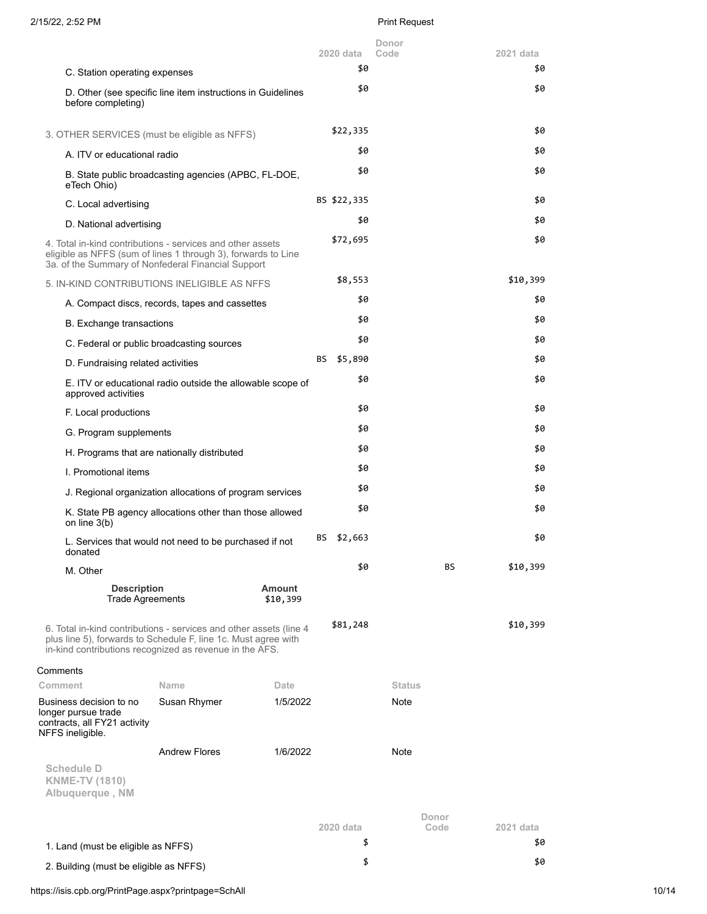| | 2020 data | Donor Code | 2021 data |
|---|---|---|---|
| C. Station operating expenses | $0 | | $0 |
| D. Other (see specific line item instructions in Guidelines before completing) | $0 | | $0 |
| 3. OTHER SERVICES (must be eligible as NFFS) | $22,335 | | $0 |
| A. ITV or educational radio | $0 | | $0 |
| B. State public broadcasting agencies (APBC, FL-DOE, eTech Ohio) | $0 | | $0 |
| C. Local advertising | BS $22,335 | | $0 |
| D. National advertising | $0 | | $0 |
| 4. Total in-kind contributions - services and other assets eligible as NFFS (sum of lines 1 through 3), forwards to Line 3a. of the Summary of Nonfederal Financial Support | $72,695 | | $0 |
| 5. IN-KIND CONTRIBUTIONS INELIGIBLE AS NFFS | $8,553 | | $10,399 |
| A. Compact discs, records, tapes and cassettes | $0 | | $0 |
| B. Exchange transactions | $0 | | $0 |
| C. Federal or public broadcasting sources | $0 | | $0 |
| D. Fundraising related activities | BS $5,890 | | $0 |
| E. ITV or educational radio outside the allowable scope of approved activities | $0 | | $0 |
| F. Local productions | $0 | | $0 |
| G. Program supplements | $0 | | $0 |
| H. Programs that are nationally distributed | $0 | | $0 |
| I. Promotional items | $0 | | $0 |
| J. Regional organization allocations of program services | $0 | | $0 |
| K. State PB agency allocations other than those allowed on line 3(b) | $0 | | $0 |
| L. Services that would not need to be purchased if not donated | BS $2,663 | | $0 |
| M. Other | $0 | BS | $10,399 |

| Description | Amount |
|---|---|
| Trade Agreements | $10,399 |

| | 2020 data | Donor Code | 2021 data |
|---|---|---|---|
| 6. Total in-kind contributions - services and other assets (line 4 plus line 5), forwards to Schedule F, line 1c. Must agree with in-kind contributions recognized as revenue in the AFS. | $81,248 | | $10,399 |

Comments

| Comment | Name | Date | Status |
|---|---|---|---|
| Business decision to no longer pursue trade contracts, all FY21 activity NFFS ineligible. | Susan Rhymer | 1/5/2022 | Note |
| | Andrew Flores | 1/6/2022 | Note |

**Schedule D**
**KNME-TV (1810)**
**Albuquerque , NM**

| | 2020 data | Donor Code | 2021 data |
|---|---|---|---|
| 1. Land (must be eligible as NFFS) | $ | | $0 |
| 2. Building (must be eligible as NFFS) | $ | | $0 |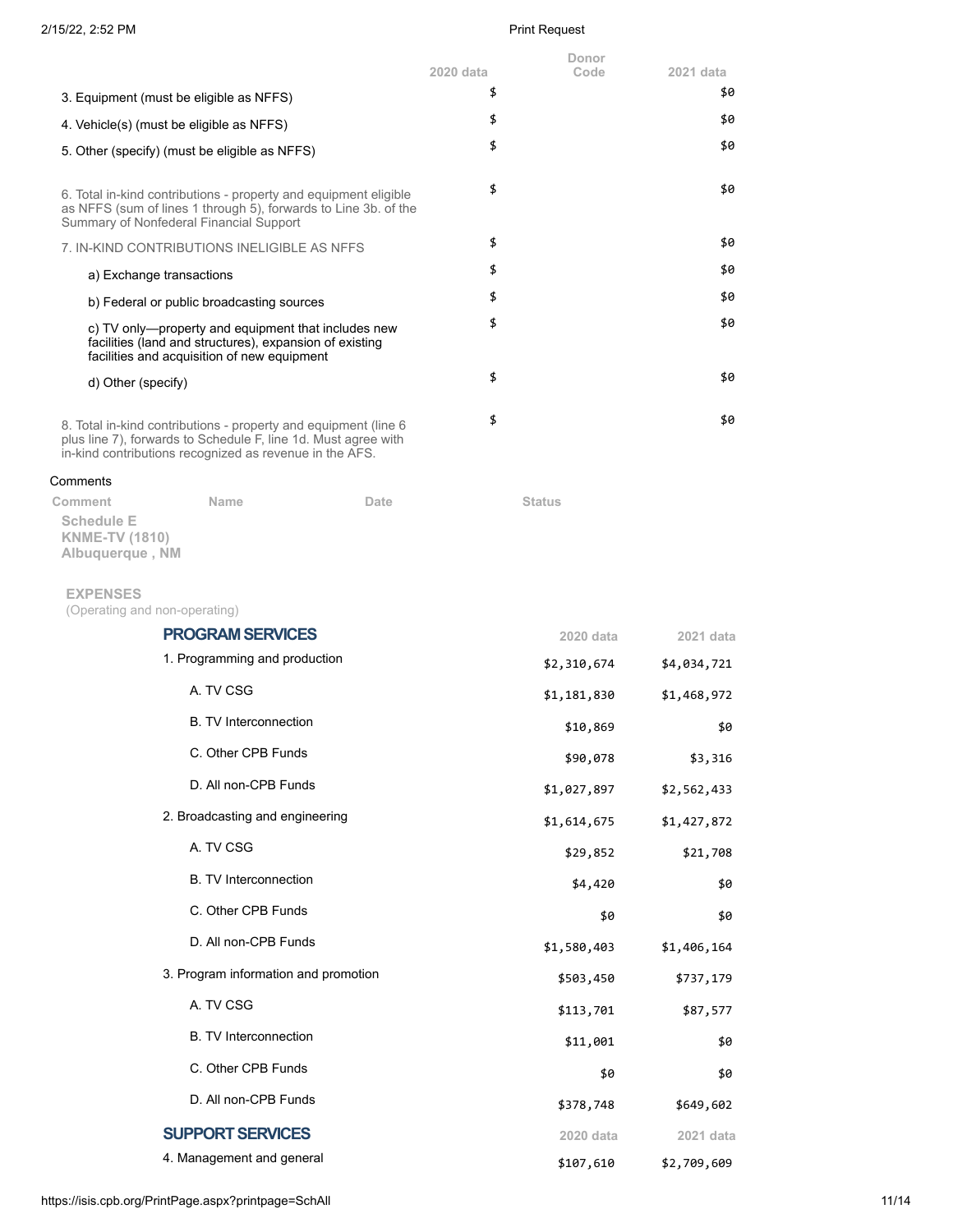| | 2020 data | Donor Code | 2021 data |
|---|---|---|---|
| 3. Equipment (must be eligible as NFFS) | $ | | $0 |
| 4. Vehicle(s) (must be eligible as NFFS) | $ | | $0 |
| 5. Other (specify) (must be eligible as NFFS) | $ | | $0 |
| 6. Total in-kind contributions - property and equipment eligible as NFFS (sum of lines 1 through 5), forwards to Line 3b. of the Summary of Nonfederal Financial Support | $ | | $0 |
| 7. IN-KIND CONTRIBUTIONS INELIGIBLE AS NFFS | $ | | $0 |
| a) Exchange transactions | $ | | $0 |
| b) Federal or public broadcasting sources | $ | | $0 |
| c) TV only—property and equipment that includes new facilities (land and structures), expansion of existing facilities and acquisition of new equipment | $ | | $0 |
| d) Other (specify) | $ | | $0 |
| 8. Total in-kind contributions - property and equipment (line 6 plus line 7), forwards to Schedule F, line 1d. Must agree with in-kind contributions recognized as revenue in the AFS. | $ | | $0 |

Comments

| Comment | Name | Date | Status |
|---|---|---|---|

**Schedule E**
**KNME-TV (1810)**
**Albuquerque , NM**

## EXPENSES

(Operating and non-operating)

| PROGRAM SERVICES | 2020 data | 2021 data |
|---|---|---|
| 1. Programming and production | $2,310,674 | $4,034,721 |
| A. TV CSG | $1,181,830 | $1,468,972 |
| B. TV Interconnection | $10,869 | $0 |
| C. Other CPB Funds | $90,078 | $3,316 |
| D. All non-CPB Funds | $1,027,897 | $2,562,433 |
| 2. Broadcasting and engineering | $1,614,675 | $1,427,872 |
| A. TV CSG | $29,852 | $21,708 |
| B. TV Interconnection | $4,420 | $0 |
| C. Other CPB Funds | $0 | $0 |
| D. All non-CPB Funds | $1,580,403 | $1,406,164 |
| 3. Program information and promotion | $503,450 | $737,179 |
| A. TV CSG | $113,701 | $87,577 |
| B. TV Interconnection | $11,001 | $0 |
| C. Other CPB Funds | $0 | $0 |
| D. All non-CPB Funds | $378,748 | $649,602 |
| **SUPPORT SERVICES** | **2020 data** | **2021 data** |
| 4. Management and general | $107,610 | $2,709,609 |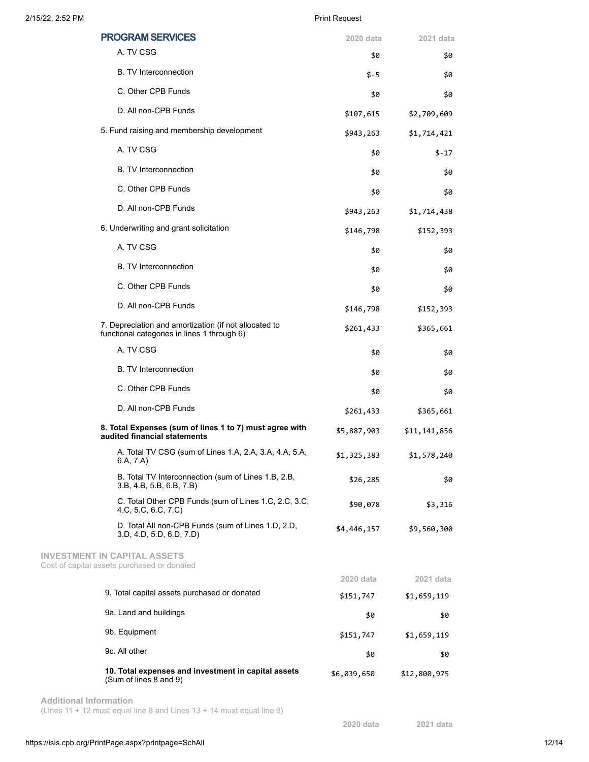## PROGRAM SERVICES

| | 2020 data | 2021 data |
|---|---|---|
| A. TV CSG | $0 | $0 |
| B. TV Interconnection | $-5 | $0 |
| C. Other CPB Funds | $0 | $0 |
| D. All non-CPB Funds | $107,615 | $2,709,609 |
| 5. Fund raising and membership development | $943,263 | $1,714,421 |
| A. TV CSG | $0 | $-17 |
| B. TV Interconnection | $0 | $0 |
| C. Other CPB Funds | $0 | $0 |
| D. All non-CPB Funds | $943,263 | $1,714,438 |
| 6. Underwriting and grant solicitation | $146,798 | $152,393 |
| A. TV CSG | $0 | $0 |
| B. TV Interconnection | $0 | $0 |
| C. Other CPB Funds | $0 | $0 |
| D. All non-CPB Funds | $146,798 | $152,393 |
| 7. Depreciation and amortization (if not allocated to functional categories in lines 1 through 6) | $261,433 | $365,661 |
| A. TV CSG | $0 | $0 |
| B. TV Interconnection | $0 | $0 |
| C. Other CPB Funds | $0 | $0 |
| D. All non-CPB Funds | $261,433 | $365,661 |
| **8. Total Expenses (sum of lines 1 to 7) must agree with audited financial statements** | $5,887,903 | $11,141,856 |
| A. Total TV CSG (sum of Lines 1.A, 2.A, 3.A, 4.A, 5.A, 6.A, 7.A) | $1,325,383 | $1,578,240 |
| B. Total TV Interconnection (sum of Lines 1.B, 2.B, 3.B, 4.B, 5.B, 6.B, 7.B) | $26,285 | $0 |
| C. Total Other CPB Funds (sum of Lines 1.C, 2.C, 3.C, 4.C, 5.C, 6.C, 7.C) | $90,078 | $3,316 |
| D. Total All non-CPB Funds (sum of Lines 1.D, 2.D, 3.D, 4.D, 5.D, 6.D, 7.D) | $4,446,157 | $9,560,300 |

## INVESTMENT IN CAPITAL ASSETS

Cost of capital assets purchased or donated

| | 2020 data | 2021 data |
|---|---|---|
| 9. Total capital assets purchased or donated | $151,747 | $1,659,119 |
| 9a. Land and buildings | $0 | $0 |
| 9b. Equipment | $151,747 | $1,659,119 |
| 9c. All other | $0 | $0 |
| **10. Total expenses and investment in capital assets** (Sum of lines 8 and 9) | $6,039,650 | $12,800,975 |

## Additional Information

(Lines 11 + 12 must equal line 8 and Lines 13 + 14 must equal line 9)

| | 2020 data | 2021 data |
|---|---|---|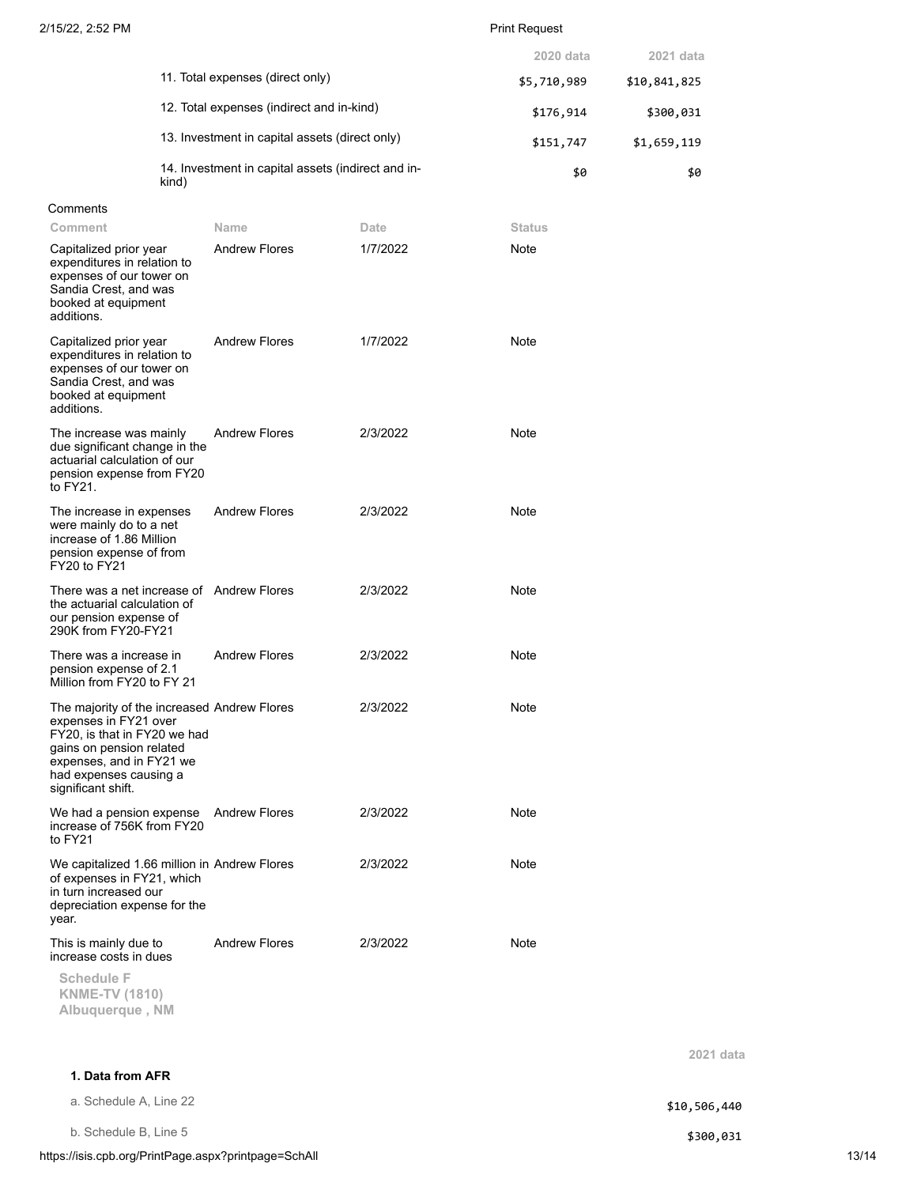| | 2020 data | 2021 data |
|---|---|---|
| 11. Total expenses (direct only) | $5,710,989 | $10,841,825 |
| 12. Total expenses (indirect and in-kind) | $176,914 | $300,031 |
| 13. Investment in capital assets (direct only) | $151,747 | $1,659,119 |
| 14. Investment in capital assets (indirect and in-kind) | $0 | $0 |

Comments

| Comment | Name | Date | Status |
|---|---|---|---|
| Capitalized prior year expenditures in relation to expenses of our tower on Sandia Crest, and was booked at equipment additions. | Andrew Flores | 1/7/2022 | Note |
| Capitalized prior year expenditures in relation to expenses of our tower on Sandia Crest, and was booked at equipment additions. | Andrew Flores | 1/7/2022 | Note |
| The increase was mainly due significant change in the actuarial calculation of our pension expense from FY20 to FY21. | Andrew Flores | 2/3/2022 | Note |
| The increase in expenses were mainly do to a net increase of 1.86 Million pension expense of from FY20 to FY21 | Andrew Flores | 2/3/2022 | Note |
| There was a net increase of the actuarial calculation of our pension expense of 290K from FY20-FY21 | Andrew Flores | 2/3/2022 | Note |
| There was a increase in pension expense of 2.1 Million from FY20 to FY 21 | Andrew Flores | 2/3/2022 | Note |
| The majority of the increased expenses in FY21 over FY20, is that in FY20 we had gains on pension related expenses, and in FY21 we had expenses causing a significant shift. | Andrew Flores | 2/3/2022 | Note |
| We had a pension expense increase of 756K from FY20 to FY21 | Andrew Flores | 2/3/2022 | Note |
| We capitalized 1.66 million in of expenses in FY21, which in turn increased our depreciation expense for the year. | Andrew Flores | 2/3/2022 | Note |
| This is mainly due to increase costs in dues | Andrew Flores | 2/3/2022 | Note |

**Schedule F**
**KNME-TV (1810)**
**Albuquerque , NM**

| | 2021 data |
|---|---|
| **1. Data from AFR** | |
| a. Schedule A, Line 22 | $10,506,440 |
| b. Schedule B, Line 5 | $300,031 |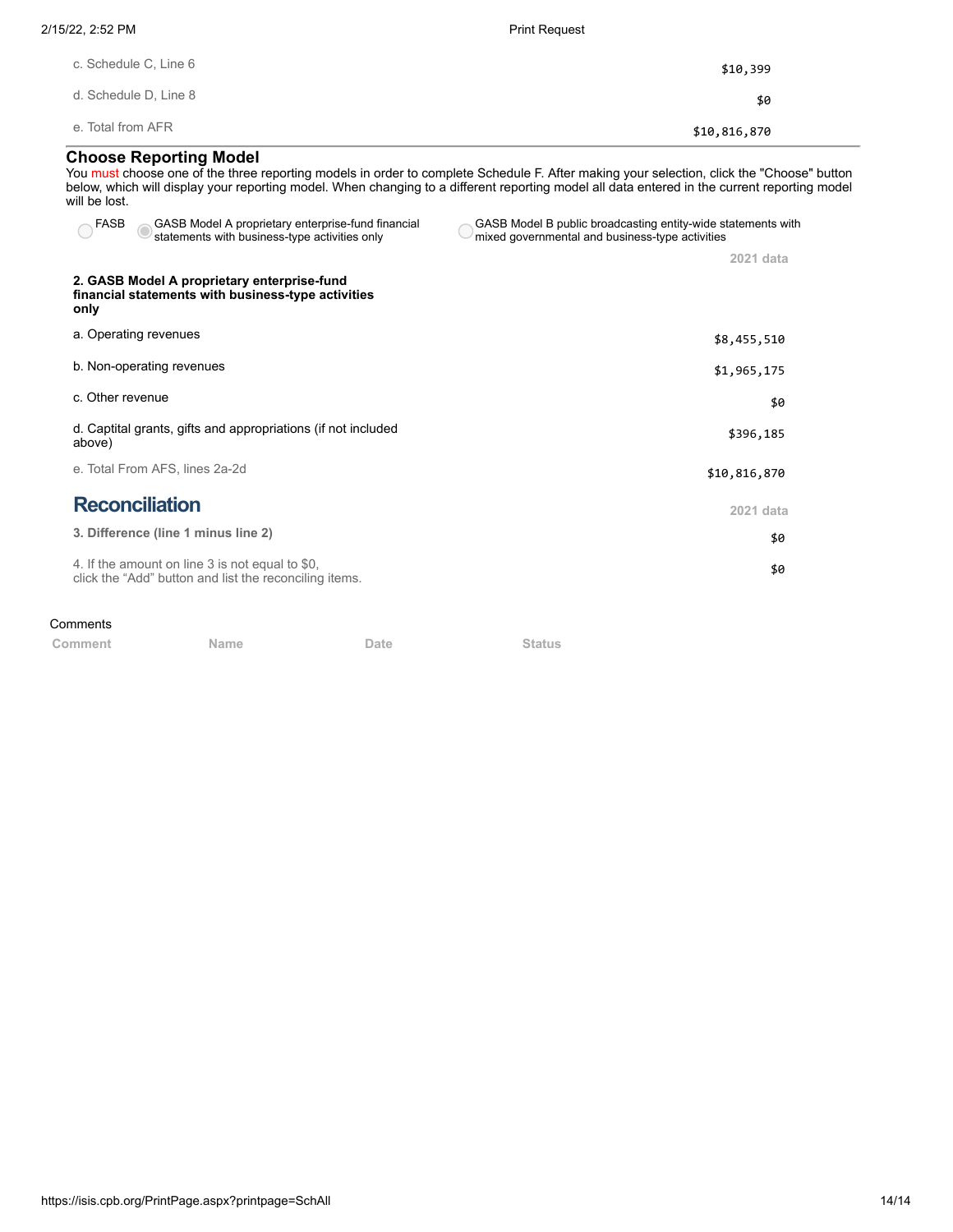| | |
|---|---|
| c. Schedule C, Line 6 | $10,399 |
| d. Schedule D, Line 8 | $0 |
| e. Total from AFR | $10,816,870 |

## Choose Reporting Model

You must choose one of the three reporting models in order to complete Schedule F. After making your selection, click the "Choose" button below, which will display your reporting model. When changing to a different reporting model all data entered in the current reporting model will be lost.

- ( ) FASB
- (•) GASB Model A proprietary enterprise-fund financial statements with business-type activities only
- ( ) GASB Model B public broadcasting entity-wide statements with mixed governmental and business-type activities

| | 2021 data |
|---|---|
| **2. GASB Model A proprietary enterprise-fund financial statements with business-type activities only** | |
| a. Operating revenues | $8,455,510 |
| b. Non-operating revenues | $1,965,175 |
| c. Other revenue | $0 |
| d. Captital grants, gifts and appropriations (if not included above) | $396,185 |
| e. Total From AFS, lines 2a-2d | $10,816,870 |

## Reconciliation

| | 2021 data |
|---|---|
| **3. Difference (line 1 minus line 2)** | $0 |
| 4. If the amount on line 3 is not equal to $0, click the "Add" button and list the reconciling items. | $0 |

Comments

| Comment | Name | Date | Status |
|---|---|---|---|